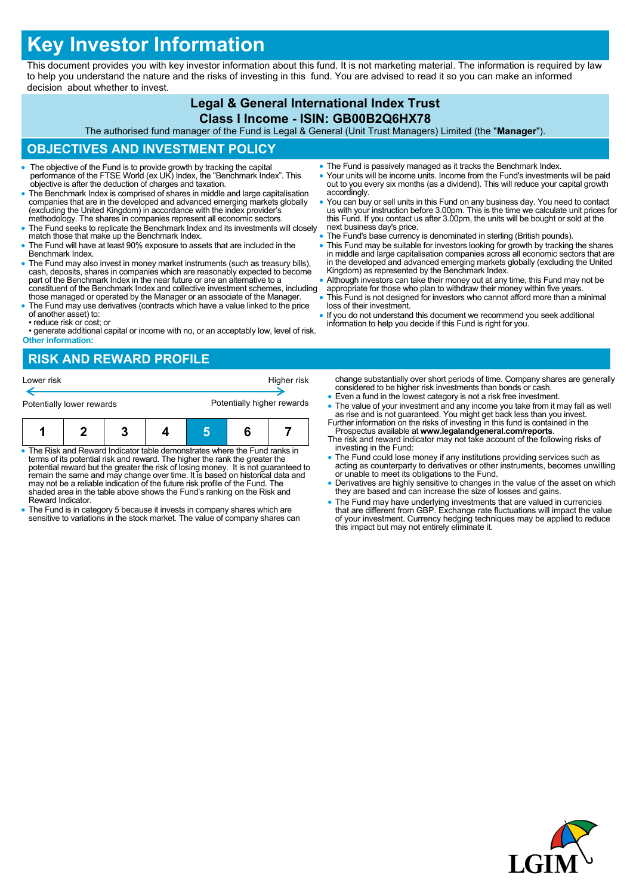# Key Investor Information

This document provides you with key investor information about this fund. It is not marketing material. The information is required by law to help you understand the nature and the risks of investing in this fund. You are advised to read it so you can make an informed decision about whether to invest.

**Legal & General International Index Trust**

**Class I Income - ISIN: GB00B2Q6HX78**

The authorised fund manager of the Fund is Legal & General (Unit Trust Managers) Limited (the "**Manager**").

## OBJECTIVES AND INVESTMENT POLICY

- The objective of the Fund is to provide growth by tracking the capital performance of the FTSE World (ex UK) Index, the "Benchmark Index". This objective is after the deduction of charges and taxation.
- The Benchmark Index is comprised of shares in middle and large capitalisation companies that are in the developed and advanced emerging markets globally (excluding the United Kingdom) in accordance with the index provider's methodology. The shares in companies represent all economic sectors.
- The Fund seeks to replicate the Benchmark Index and its investments will closely match those that make up the Benchmark Index.
- The Fund will have at least 90% exposure to assets that are included in the Benchmark Index.
- The Fund may also invest in money market instruments (such as treasury bills), cash, deposits, shares in companies which are reasonably expected to become part of the Benchmark Index in the near future or are an alternative to a constituent of the Benchmark Index and collective investment schemes, including those managed or operated by the Manager or an associate of the Manager.
- The Fund may use derivatives (contracts which have a value linked to the price of another asset) to:
  - reduce risk or cost; or
  - generate additional capital or income with no, or an acceptably low, level of risk.

**Other information:**

- The Fund is passively managed as it tracks the Benchmark Index.
- Your units will be income units. Income from the Fund's investments will be paid out to you every six months (as a dividend). This will reduce your capital growth accordingly.
- You can buy or sell units in this Fund on any business day. You need to contact us with your instruction before 3.00pm. This is the time we calculate unit prices for this Fund. If you contact us after 3.00pm, the units will be bought or sold at the next business day's price.
- The Fund's base currency is denominated in sterling (British pounds).
- This Fund may be suitable for investors looking for growth by tracking the shares in middle and large capitalisation companies across all economic sectors that are in the developed and advanced emerging markets globally (excluding the United Kingdom) as represented by the Benchmark Index.
- Although investors can take their money out at any time, this Fund may not be appropriate for those who plan to withdraw their money within five years.
- This Fund is not designed for investors who cannot afford more than a minimal loss of their investment.
- If you do not understand this document we recommend you seek additional information to help you decide if this Fund is right for you.

## RISK AND REWARD PROFILE

Lower risk ← → Higher risk

Potentially lower rewards ← → Potentially higher rewards

| 1 | 2 | 3 | 4 | **5** | 6 | 7 |
|---|---|---|---|---|---|---|

- The Risk and Reward Indicator table demonstrates where the Fund ranks in terms of its potential risk and reward. The higher the rank the greater the potential reward but the greater the risk of losing money. It is not guaranteed to remain the same and may change over time. It is based on historical data and may not be a reliable indication of the future risk profile of the Fund. The shaded area in the table above shows the Fund's ranking on the Risk and Reward Indicator.
- The Fund is in category 5 because it invests in company shares which are sensitive to variations in the stock market. The value of company shares can change substantially over short periods of time. Company shares are generally considered to be higher risk investments than bonds or cash.
- Even a fund in the lowest category is not a risk free investment.
- The value of your investment and any income you take from it may fall as well as rise and is not guaranteed. You might get back less than you invest.

Further information on the risks of investing in this fund is contained in the Prospectus available at **www.legalandgeneral.com/reports**.

The risk and reward indicator may not take account of the following risks of investing in the Fund:

- The Fund could lose money if any institutions providing services such as acting as counterparty to derivatives or other instruments, becomes unwilling or unable to meet its obligations to the Fund.
- Derivatives are highly sensitive to changes in the value of the asset on which they are based and can increase the size of losses and gains.
- The Fund may have underlying investments that are valued in currencies that are different from GBP. Exchange rate fluctuations will impact the value of your investment. Currency hedging techniques may be applied to reduce this impact but may not entirely eliminate it.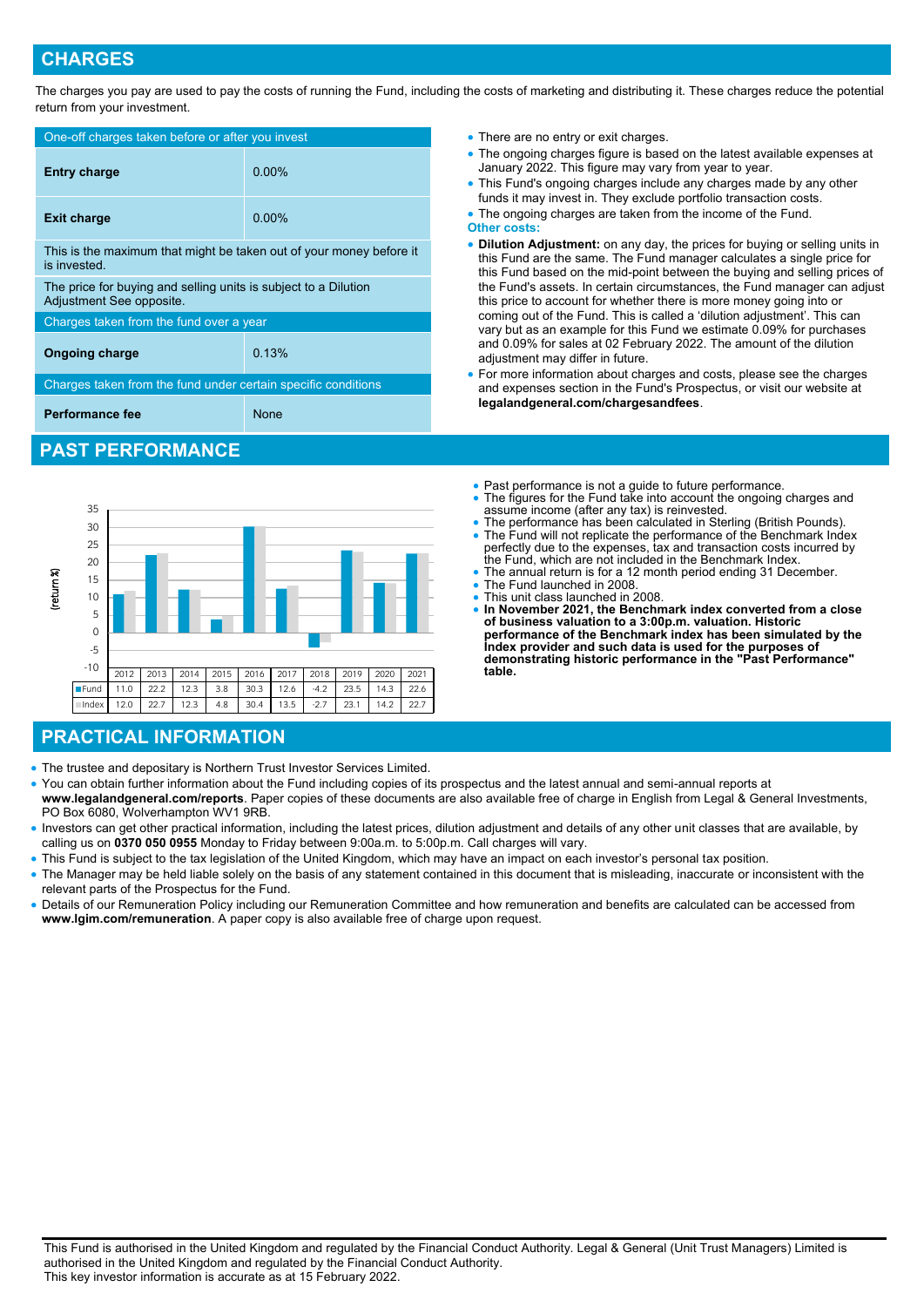## CHARGES

The charges you pay are used to pay the costs of running the Fund, including the costs of marketing and distributing it. These charges reduce the potential return from your investment.

| One-off charges taken before or after you invest | |
|---|---|
| **Entry charge** | 0.00% |
| **Exit charge** | 0.00% |
| This is the maximum that might be taken out of your money before it is invested. | |
| The price for buying and selling units is subject to a Dilution Adjustment See opposite. | |
| Charges taken from the fund over a year | |
| **Ongoing charge** | 0.13% |
| Charges taken from the fund under certain specific conditions | |
| **Performance fee** | None |

- There are no entry or exit charges.
- The ongoing charges figure is based on the latest available expenses at January 2022. This figure may vary from year to year.
- This Fund's ongoing charges include any charges made by any other funds it may invest in. They exclude portfolio transaction costs.
- The ongoing charges are taken from the income of the Fund.

**Other costs:**

- **Dilution Adjustment:** on any day, the prices for buying or selling units in this Fund are the same. The Fund manager calculates a single price for this Fund based on the mid-point between the buying and selling prices of the Fund's assets. In certain circumstances, the Fund manager can adjust this price to account for whether there is more money going into or coming out of the Fund. This is called a 'dilution adjustment'. This can vary but as an example for this Fund we estimate 0.09% for purchases and 0.09% for sales at 02 February 2022. The amount of the dilution adjustment may differ in future.
- For more information about charges and costs, please see the charges and expenses section in the Fund's Prospectus, or visit our website at **legalandgeneral.com/chargesandfees**.

## PAST PERFORMANCE

(return %)

35
30
25
20
15
10
5
0
-5
-10

| | 2012 | 2013 | 2014 | 2015 | 2016 | 2017 | 2018 | 2019 | 2020 | 2021 |
|---|---|---|---|---|---|---|---|---|---|---|
| Fund | 11.0 | 22.2 | 12.3 | 3.8 | 30.3 | 12.6 | -4.2 | 23.5 | 14.3 | 22.6 |
| Index | 12.0 | 22.7 | 12.3 | 4.8 | 30.4 | 13.5 | -2.7 | 23.1 | 14.2 | 22.7 |

- Past performance is not a guide to future performance.
- The figures for the Fund take into account the ongoing charges and assume income (after any tax) is reinvested.
- The performance has been calculated in Sterling (British Pounds).
- The Fund will not replicate the performance of the Benchmark Index perfectly due to the expenses, tax and transaction costs incurred by the Fund, which are not included in the Benchmark Index.
- The annual return is for a 12 month period ending 31 December.
- The Fund launched in 2008.
- This unit class launched in 2008.
- **In November 2021, the Benchmark index converted from a close of business valuation to a 3:00p.m. valuation. Historic performance of the Benchmark index has been simulated by the Index provider and such data is used for the purposes of demonstrating historic performance in the "Past Performance" table.**

## PRACTICAL INFORMATION

- The trustee and depositary is Northern Trust Investor Services Limited.
- You can obtain further information about the Fund including copies of its prospectus and the latest annual and semi-annual reports at **www.legalandgeneral.com/reports**. Paper copies of these documents are also available free of charge in English from Legal & General Investments, PO Box 6080, Wolverhampton WV1 9RB.
- Investors can get other practical information, including the latest prices, dilution adjustment and details of any other unit classes that are available, by calling us on **0370 050 0955** Monday to Friday between 9:00a.m. to 5:00p.m. Call charges will vary.
- This Fund is subject to the tax legislation of the United Kingdom, which may have an impact on each investor's personal tax position.
- The Manager may be held liable solely on the basis of any statement contained in this document that is misleading, inaccurate or inconsistent with the relevant parts of the Prospectus for the Fund.
- Details of our Remuneration Policy including our Remuneration Committee and how remuneration and benefits are calculated can be accessed from **www.lgim.com/remuneration**. A paper copy is also available free of charge upon request.

This Fund is authorised in the United Kingdom and regulated by the Financial Conduct Authority. Legal & General (Unit Trust Managers) Limited is authorised in the United Kingdom and regulated by the Financial Conduct Authority.
This key investor information is accurate as at 15 February 2022.